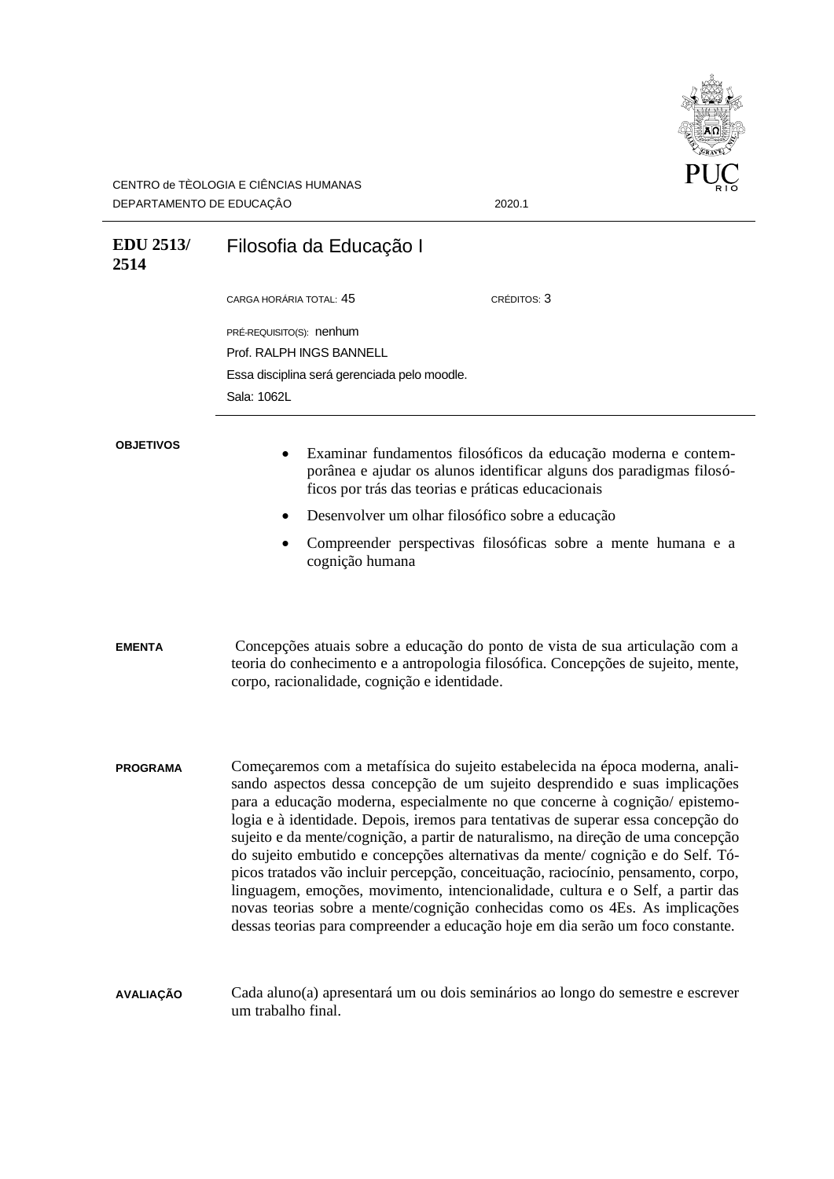CENTRO de TÈOLOGIA E CIÊNCIAS HUMANAS
DEPARTAMENTO DE EDUCAÇÃO 2020.1

# EDU 2513/ 2514 Filosofia da Educação I

CARGA HORÁRIA TOTAL: 45 CRÉDITOS: 3

PRÉ-REQUISITO(S): nenhum
Prof. RALPH INGS BANNELL
Essa disciplina será gerenciada pelo moodle.
Sala: 1062L

## OBJETIVOS

- Examinar fundamentos filosóficos da educação moderna e contemporânea e ajudar os alunos identificar alguns dos paradigmas filosóficos por trás das teorias e práticas educacionais
- Desenvolver um olhar filosófico sobre a educação
- Compreender perspectivas filosóficas sobre a mente humana e a cognição humana

## EMENTA

Concepções atuais sobre a educação do ponto de vista de sua articulação com a teoria do conhecimento e a antropologia filosófica. Concepções de sujeito, mente, corpo, racionalidade, cognição e identidade.

## PROGRAMA

Começaremos com a metafísica do sujeito estabelecida na época moderna, analisando aspectos dessa concepção de um sujeito desprendido e suas implicações para a educação moderna, especialmente no que concerne à cognição/ epistemologia e à identidade. Depois, iremos para tentativas de superar essa concepção do sujeito e da mente/cognição, a partir de naturalismo, na direção de uma concepção do sujeito embutido e concepções alternativas da mente/ cognição e do Self. Tópicos tratados vão incluir percepção, conceituação, raciocínio, pensamento, corpo, linguagem, emoções, movimento, intencionalidade, cultura e o Self, a partir das novas teorias sobre a mente/cognição conhecidas como os 4Es. As implicações dessas teorias para compreender a educação hoje em dia serão um foco constante.

## AVALIAÇÃO

Cada aluno(a) apresentará um ou dois seminários ao longo do semestre e escrever um trabalho final.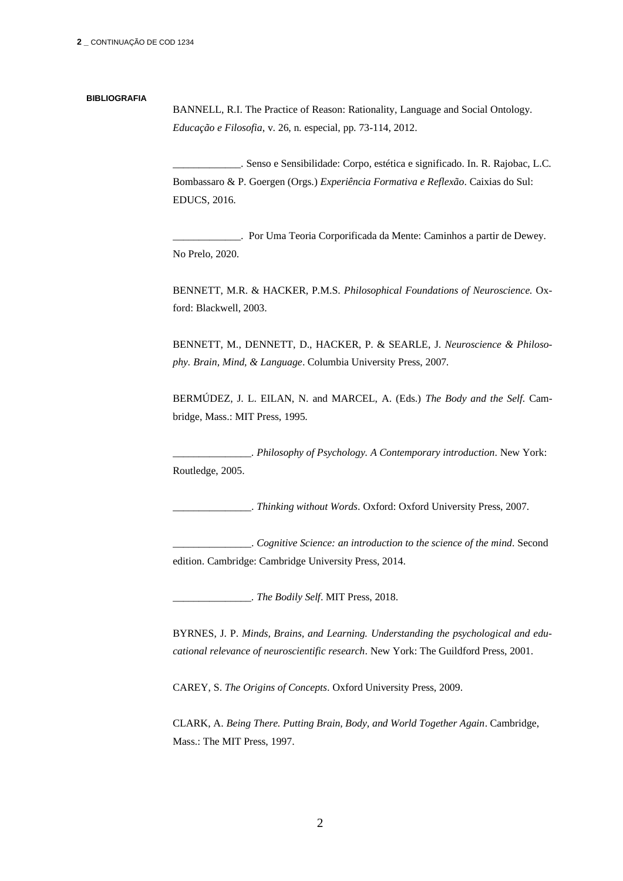**BIBLIOGRAFIA**

BANNELL, R.I. The Practice of Reason: Rationality, Language and Social Ontology. *Educação e Filosofia*, v. 26, n. especial, pp. 73-114, 2012.

_____________. Senso e Sensibilidade: Corpo, estética e significado. In. R. Rajobac, L.C. Bombassaro & P. Goergen (Orgs.) *Experiência Formativa e Reflexão*. Caixias do Sul: EDUCS, 2016.

_____________. Por Uma Teoria Corporificada da Mente: Caminhos a partir de Dewey. No Prelo, 2020.

BENNETT, M.R. & HACKER, P.M.S. *Philosophical Foundations of Neuroscience.* Oxford: Blackwell, 2003.

BENNETT, M., DENNETT, D., HACKER, P. & SEARLE, J. *Neuroscience & Philosophy. Brain, Mind, & Language*. Columbia University Press, 2007.

BERMÚDEZ, J. L. EILAN, N. and MARCEL, A. (Eds.) *The Body and the Self*. Cambridge, Mass.: MIT Press, 1995.

_______________. *Philosophy of Psychology. A Contemporary introduction*. New York: Routledge, 2005.

_______________. *Thinking without Words*. Oxford: Oxford University Press, 2007.

_______________. *Cognitive Science: an introduction to the science of the mind*. Second edition. Cambridge: Cambridge University Press, 2014.

_______________. *The Bodily Self*. MIT Press, 2018.

BYRNES, J. P. *Minds, Brains, and Learning. Understanding the psychological and educational relevance of neuroscientific research*. New York: The Guildford Press, 2001.

CAREY, S. *The Origins of Concepts*. Oxford University Press, 2009.

CLARK, A. *Being There. Putting Brain, Body, and World Together Again*. Cambridge, Mass.: The MIT Press, 1997.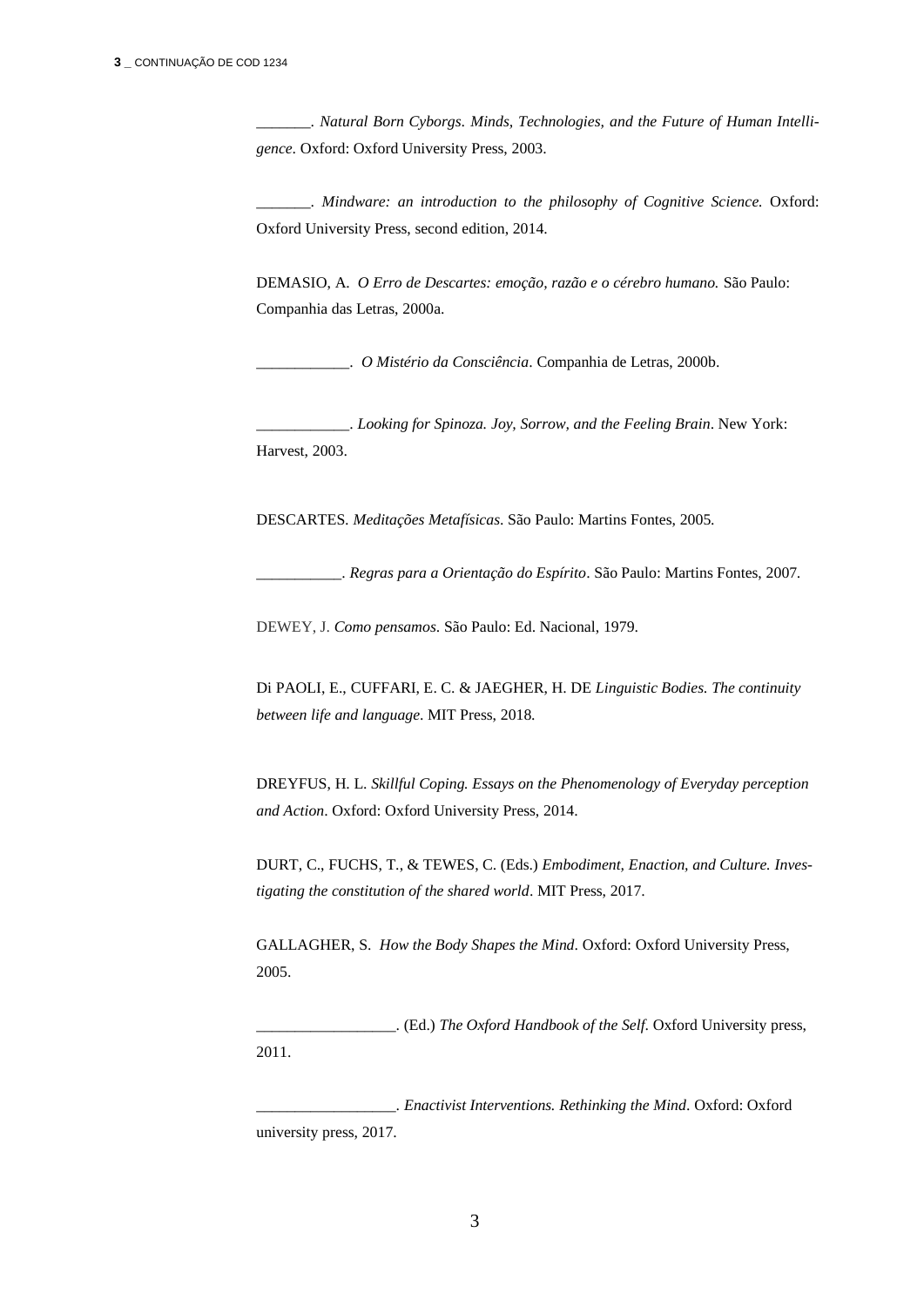_______. *Natural Born Cyborgs. Minds, Technologies, and the Future of Human Intelligence*. Oxford: Oxford University Press, 2003.

_______. *Mindware: an introduction to the philosophy of Cognitive Science.* Oxford: Oxford University Press, second edition, 2014.

DEMASIO, A. *O Erro de Descartes: emoção, razão e o cérebro humano.* São Paulo: Companhia das Letras, 2000a.

____________. *O Mistério da Consciência*. Companhia de Letras, 2000b.

____________. *Looking for Spinoza. Joy, Sorrow, and the Feeling Brain*. New York: Harvest, 2003.

DESCARTES. *Meditações Metafísicas*. São Paulo: Martins Fontes, 2005.

___________. *Regras para a Orientação do Espírito*. São Paulo: Martins Fontes, 2007.

DEWEY, J. *Como pensamos*. São Paulo: Ed. Nacional, 1979.

Di PAOLI, E., CUFFARI, E. C. & JAEGHER, H. DE *Linguistic Bodies. The continuity between life and language*. MIT Press, 2018.

DREYFUS, H. L. *Skillful Coping. Essays on the Phenomenology of Everyday perception and Action*. Oxford: Oxford University Press, 2014.

DURT, C., FUCHS, T., & TEWES, C. (Eds.) *Embodiment, Enaction, and Culture. Investigating the constitution of the shared world*. MIT Press, 2017.

GALLAGHER, S. *How the Body Shapes the Mind*. Oxford: Oxford University Press, 2005.

__________________. (Ed.) *The Oxford Handbook of the Self*. Oxford University press, 2011.

__________________. *Enactivist Interventions. Rethinking the Mind*. Oxford: Oxford university press, 2017.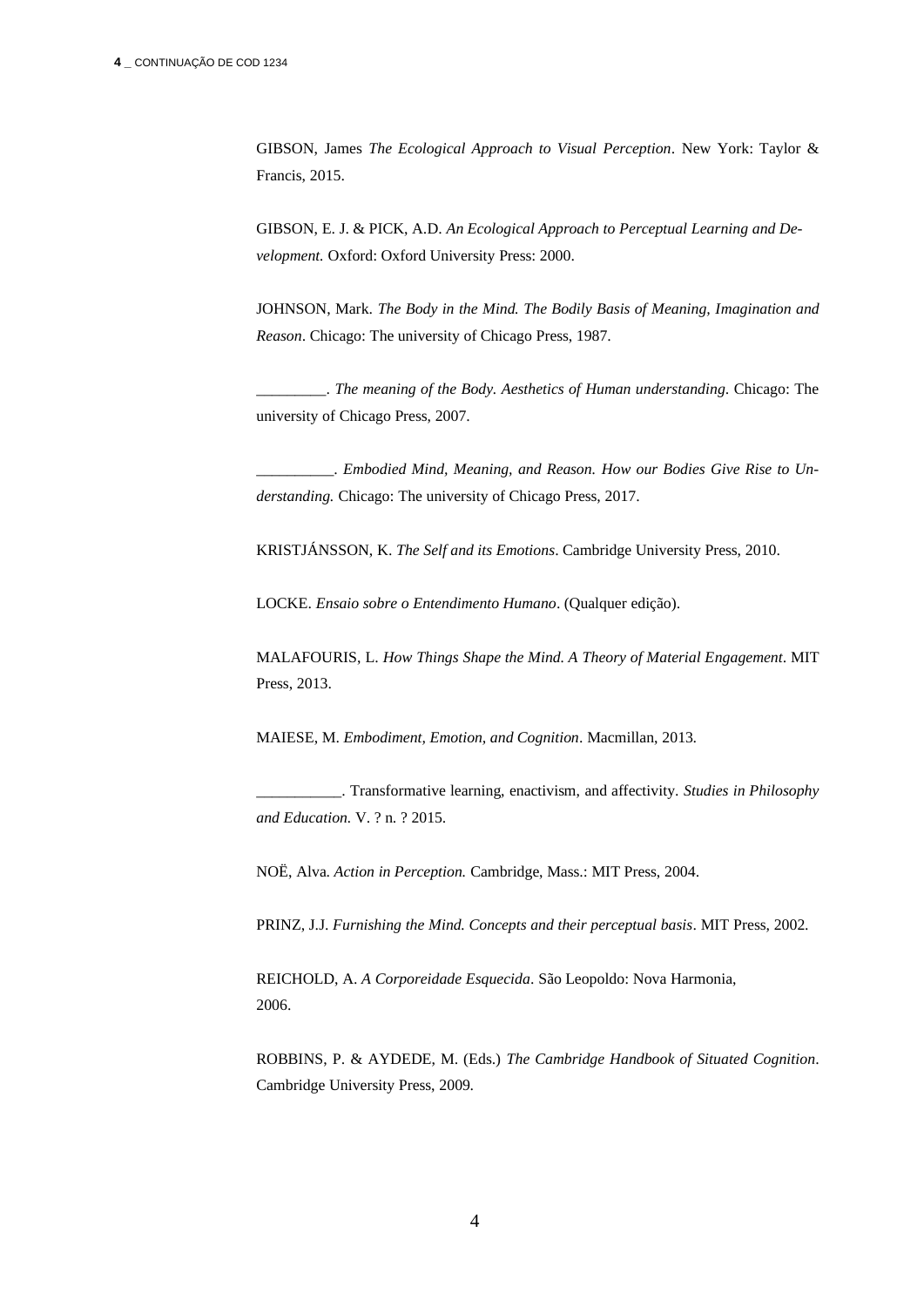GIBSON, James *The Ecological Approach to Visual Perception*. New York: Taylor & Francis, 2015.

GIBSON, E. J. & PICK, A.D. *An Ecological Approach to Perceptual Learning and Development.* Oxford: Oxford University Press: 2000.

JOHNSON, Mark. *The Body in the Mind. The Bodily Basis of Meaning, Imagination and Reason*. Chicago: The university of Chicago Press, 1987.

_________. *The meaning of the Body. Aesthetics of Human understanding*. Chicago: The university of Chicago Press, 2007.

__________. *Embodied Mind, Meaning, and Reason. How our Bodies Give Rise to Understanding.* Chicago: The university of Chicago Press, 2017.

KRISTJÁNSSON, K. *The Self and its Emotions*. Cambridge University Press, 2010.

LOCKE. *Ensaio sobre o Entendimento Humano*. (Qualquer edição).

MALAFOURIS, L. *How Things Shape the Mind. A Theory of Material Engagement*. MIT Press, 2013.

MAIESE, M. *Embodiment, Emotion, and Cognition*. Macmillan, 2013.

___________. Transformative learning, enactivism, and affectivity. *Studies in Philosophy and Education.* V. ? n. ? 2015.

NOË, Alva. *Action in Perception.* Cambridge, Mass.: MIT Press, 2004.

PRINZ, J.J. *Furnishing the Mind. Concepts and their perceptual basis*. MIT Press, 2002.

REICHOLD, A. *A Corporeidade Esquecida*. São Leopoldo: Nova Harmonia, 2006.

ROBBINS, P. & AYDEDE, M. (Eds.) *The Cambridge Handbook of Situated Cognition*. Cambridge University Press, 2009.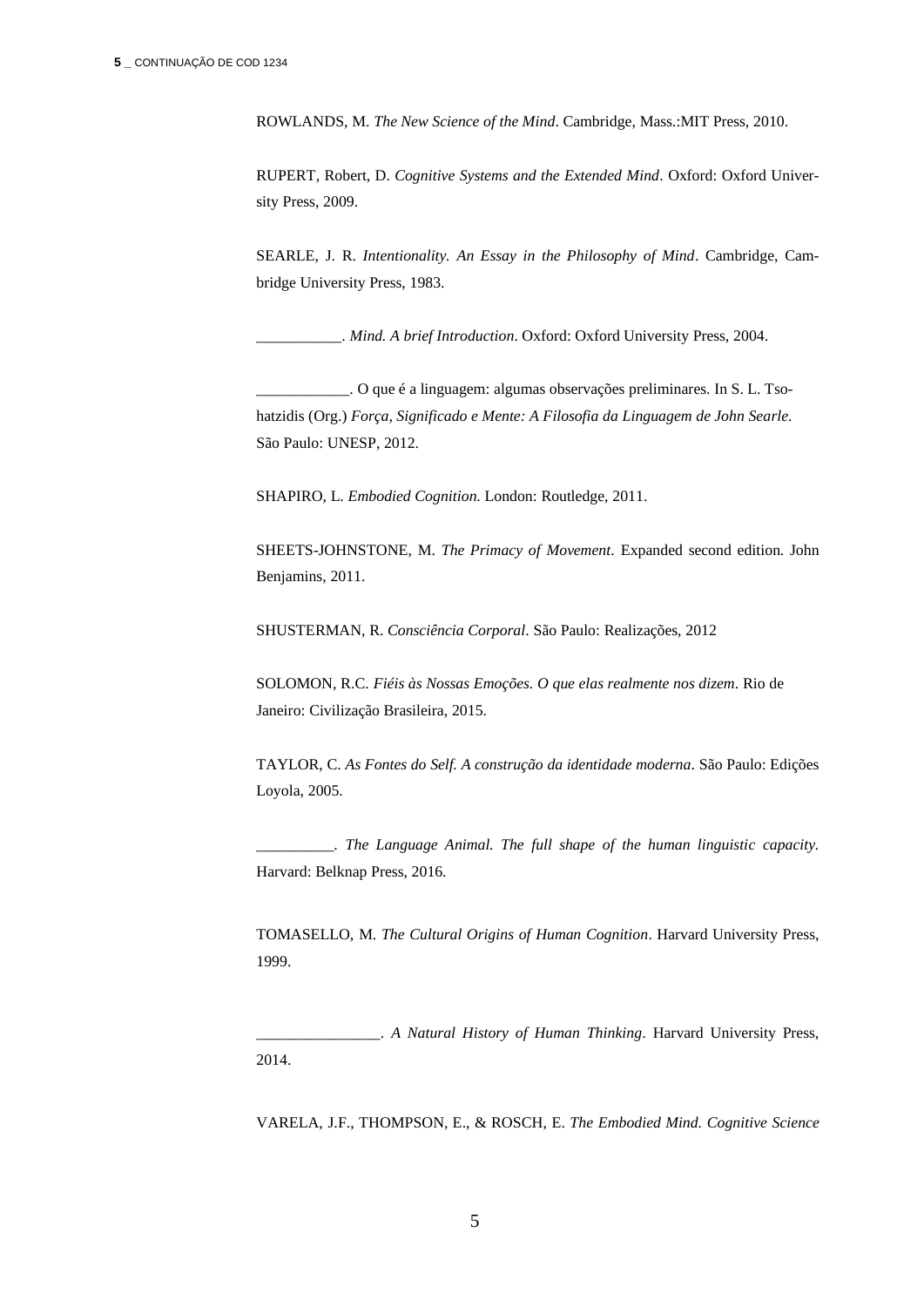ROWLANDS, M. *The New Science of the Mind*. Cambridge, Mass.:MIT Press, 2010.

RUPERT, Robert, D. *Cognitive Systems and the Extended Mind*. Oxford: Oxford University Press, 2009.

SEARLE, J. R. *Intentionality. An Essay in the Philosophy of Mind*. Cambridge, Cambridge University Press, 1983.

___________. *Mind. A brief Introduction*. Oxford: Oxford University Press, 2004.

____________. O que é a linguagem: algumas observações preliminares. In S. L. Tsohatzidis (Org.) *Força, Significado e Mente: A Filosofia da Linguagem de John Searle.* São Paulo: UNESP, 2012.

SHAPIRO, L. *Embodied Cognition*. London: Routledge, 2011.

SHEETS-JOHNSTONE, M. *The Primacy of Movement*. Expanded second edition. John Benjamins, 2011.

SHUSTERMAN, R. *Consciência Corporal*. São Paulo: Realizações, 2012

SOLOMON, R.C. *Fiéis às Nossas Emoções. O que elas realmente nos dizem*. Rio de Janeiro: Civilização Brasileira, 2015.

TAYLOR, C. *As Fontes do Self. A construção da identidade moderna*. São Paulo: Edições Loyola, 2005.

__________. *The Language Animal. The full shape of the human linguistic capacity.* Harvard: Belknap Press, 2016.

TOMASELLO, M. *The Cultural Origins of Human Cognition*. Harvard University Press, 1999.

________________. *A Natural History of Human Thinking*. Harvard University Press, 2014.

VARELA, J.F., THOMPSON, E., & ROSCH, E. *The Embodied Mind. Cognitive Science*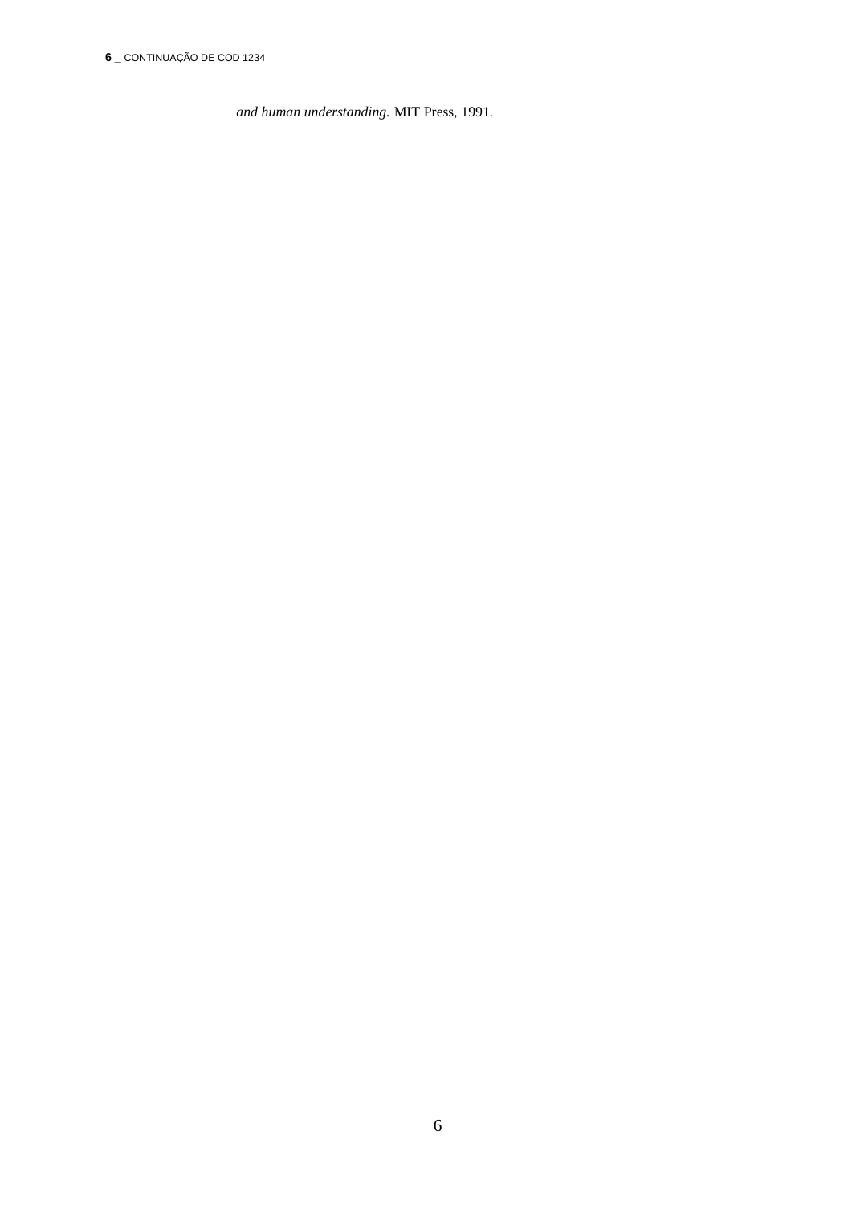*and human understanding.* MIT Press, 1991.